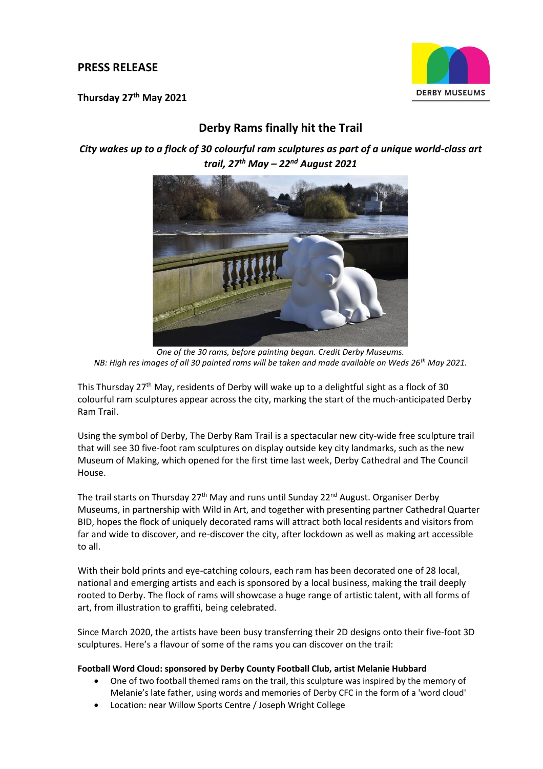# PRESS RELEASE

**Thursday 27th May 2021**

DERBY MUSEUMS

## Derby Rams finally hit the Trail

***City wakes up to a flock of 30 colourful ram sculptures as part of a unique world-class art trail, 27th May – 22nd August 2021***

*One of the 30 rams, before painting began. Credit Derby Museums.*
*NB: High res images of all 30 painted rams will be taken and made available on Weds 26th May 2021.*

This Thursday 27th May, residents of Derby will wake up to a delightful sight as a flock of 30 colourful ram sculptures appear across the city, marking the start of the much-anticipated Derby Ram Trail.

Using the symbol of Derby, The Derby Ram Trail is a spectacular new city-wide free sculpture trail that will see 30 five-foot ram sculptures on display outside key city landmarks, such as the new Museum of Making, which opened for the first time last week, Derby Cathedral and The Council House.

The trail starts on Thursday 27th May and runs until Sunday 22nd August. Organiser Derby Museums, in partnership with Wild in Art, and together with presenting partner Cathedral Quarter BID, hopes the flock of uniquely decorated rams will attract both local residents and visitors from far and wide to discover, and re-discover the city, after lockdown as well as making art accessible to all.

With their bold prints and eye-catching colours, each ram has been decorated one of 28 local, national and emerging artists and each is sponsored by a local business, making the trail deeply rooted to Derby. The flock of rams will showcase a huge range of artistic talent, with all forms of art, from illustration to graffiti, being celebrated.

Since March 2020, the artists have been busy transferring their 2D designs onto their five-foot 3D sculptures. Here's a flavour of some of the rams you can discover on the trail:

**Football Word Cloud: sponsored by Derby County Football Club, artist Melanie Hubbard**

- One of two football themed rams on the trail, this sculpture was inspired by the memory of Melanie's late father, using words and memories of Derby CFC in the form of a 'word cloud'
- Location: near Willow Sports Centre / Joseph Wright College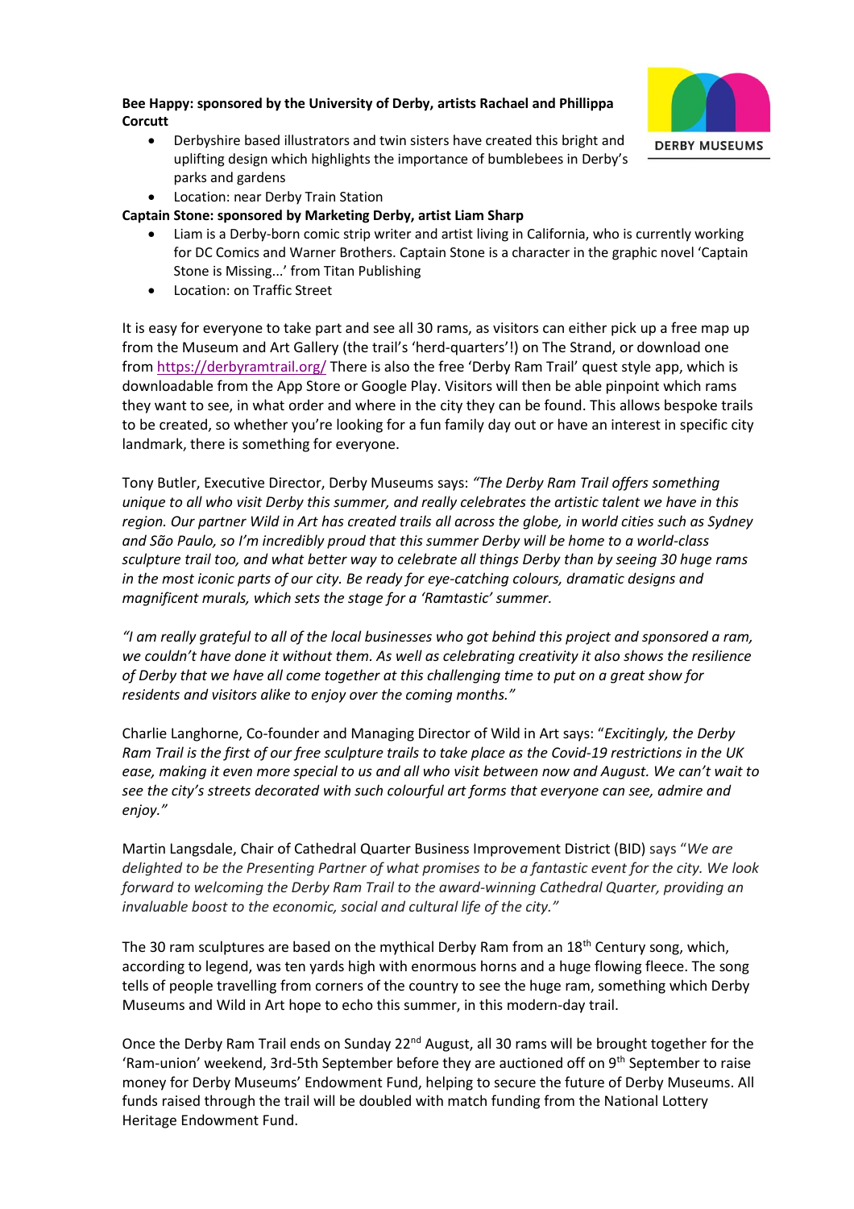**Bee Happy: sponsored by the University of Derby, artists Rachael and Phillippa Corcutt**

- Derbyshire based illustrators and twin sisters have created this bright and uplifting design which highlights the importance of bumblebees in Derby's parks and gardens
- Location: near Derby Train Station

**Captain Stone: sponsored by Marketing Derby, artist Liam Sharp**

- Liam is a Derby-born comic strip writer and artist living in California, who is currently working for DC Comics and Warner Brothers. Captain Stone is a character in the graphic novel 'Captain Stone is Missing...' from Titan Publishing
- Location: on Traffic Street

It is easy for everyone to take part and see all 30 rams, as visitors can either pick up a free map up from the Museum and Art Gallery (the trail's 'herd-quarters'!) on The Strand, or download one from https://derbyramtrail.org/ There is also the free 'Derby Ram Trail' quest style app, which is downloadable from the App Store or Google Play. Visitors will then be able pinpoint which rams they want to see, in what order and where in the city they can be found. This allows bespoke trails to be created, so whether you're looking for a fun family day out or have an interest in specific city landmark, there is something for everyone.

Tony Butler, Executive Director, Derby Museums says: *"The Derby Ram Trail offers something unique to all who visit Derby this summer, and really celebrates the artistic talent we have in this region. Our partner Wild in Art has created trails all across the globe, in world cities such as Sydney and São Paulo, so I'm incredibly proud that this summer Derby will be home to a world-class sculpture trail too, and what better way to celebrate all things Derby than by seeing 30 huge rams in the most iconic parts of our city. Be ready for eye-catching colours, dramatic designs and magnificent murals, which sets the stage for a 'Ramtastic' summer.*

*"I am really grateful to all of the local businesses who got behind this project and sponsored a ram, we couldn't have done it without them. As well as celebrating creativity it also shows the resilience of Derby that we have all come together at this challenging time to put on a great show for residents and visitors alike to enjoy over the coming months."*

Charlie Langhorne, Co-founder and Managing Director of Wild in Art says: "*Excitingly, the Derby Ram Trail is the first of our free sculpture trails to take place as the Covid-19 restrictions in the UK ease, making it even more special to us and all who visit between now and August. We can't wait to see the city's streets decorated with such colourful art forms that everyone can see, admire and enjoy."*

Martin Langsdale, Chair of Cathedral Quarter Business Improvement District (BID) says "*We are delighted to be the Presenting Partner of what promises to be a fantastic event for the city. We look forward to welcoming the Derby Ram Trail to the award-winning Cathedral Quarter, providing an invaluable boost to the economic, social and cultural life of the city."*

The 30 ram sculptures are based on the mythical Derby Ram from an 18th Century song, which, according to legend, was ten yards high with enormous horns and a huge flowing fleece. The song tells of people travelling from corners of the country to see the huge ram, something which Derby Museums and Wild in Art hope to echo this summer, in this modern-day trail.

Once the Derby Ram Trail ends on Sunday 22nd August, all 30 rams will be brought together for the 'Ram-union' weekend, 3rd-5th September before they are auctioned off on 9th September to raise money for Derby Museums' Endowment Fund, helping to secure the future of Derby Museums. All funds raised through the trail will be doubled with match funding from the National Lottery Heritage Endowment Fund.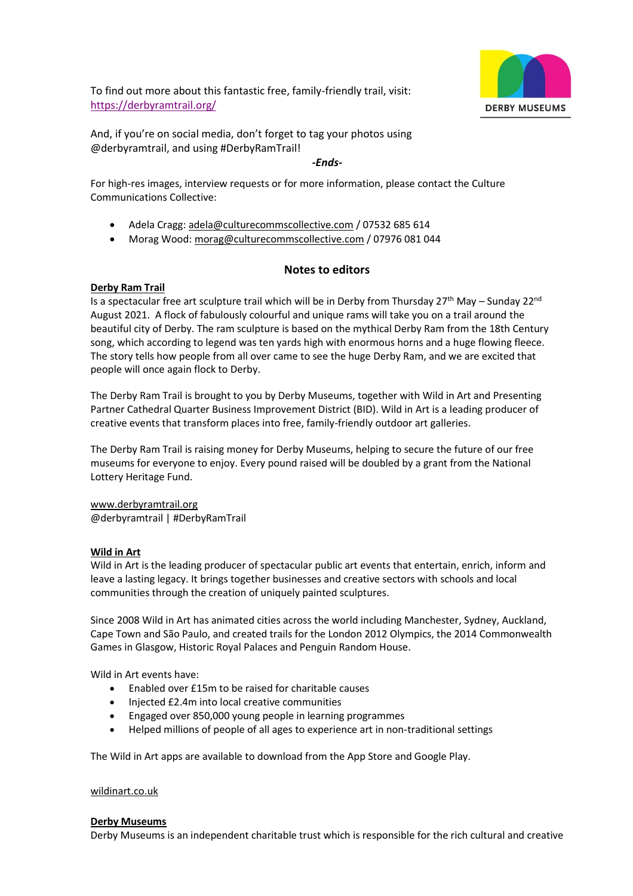To find out more about this fantastic free, family-friendly trail, visit: https://derbyramtrail.org/

And, if you're on social media, don't forget to tag your photos using @derbyramtrail, and using #DerbyRamTrail!

***-Ends-***

For high-res images, interview requests or for more information, please contact the Culture Communications Collective:

- Adela Cragg: adela@culturecommscollective.com / 07532 685 614
- Morag Wood: morag@culturecommscollective.com / 07976 081 044

## Notes to editors

**Derby Ram Trail**

Is a spectacular free art sculpture trail which will be in Derby from Thursday 27th May – Sunday 22nd August 2021. A flock of fabulously colourful and unique rams will take you on a trail around the beautiful city of Derby. The ram sculpture is based on the mythical Derby Ram from the 18th Century song, which according to legend was ten yards high with enormous horns and a huge flowing fleece. The story tells how people from all over came to see the huge Derby Ram, and we are excited that people will once again flock to Derby.

The Derby Ram Trail is brought to you by Derby Museums, together with Wild in Art and Presenting Partner Cathedral Quarter Business Improvement District (BID). Wild in Art is a leading producer of creative events that transform places into free, family-friendly outdoor art galleries.

The Derby Ram Trail is raising money for Derby Museums, helping to secure the future of our free museums for everyone to enjoy. Every pound raised will be doubled by a grant from the National Lottery Heritage Fund.

www.derbyramtrail.org
@derbyramtrail | #DerbyRamTrail

**Wild in Art**

Wild in Art is the leading producer of spectacular public art events that entertain, enrich, inform and leave a lasting legacy. It brings together businesses and creative sectors with schools and local communities through the creation of uniquely painted sculptures.

Since 2008 Wild in Art has animated cities across the world including Manchester, Sydney, Auckland, Cape Town and São Paulo, and created trails for the London 2012 Olympics, the 2014 Commonwealth Games in Glasgow, Historic Royal Palaces and Penguin Random House.

Wild in Art events have:

- Enabled over £15m to be raised for charitable causes
- Injected £2.4m into local creative communities
- Engaged over 850,000 young people in learning programmes
- Helped millions of people of all ages to experience art in non-traditional settings

The Wild in Art apps are available to download from the App Store and Google Play.

wildinart.co.uk

**Derby Museums**

Derby Museums is an independent charitable trust which is responsible for the rich cultural and creative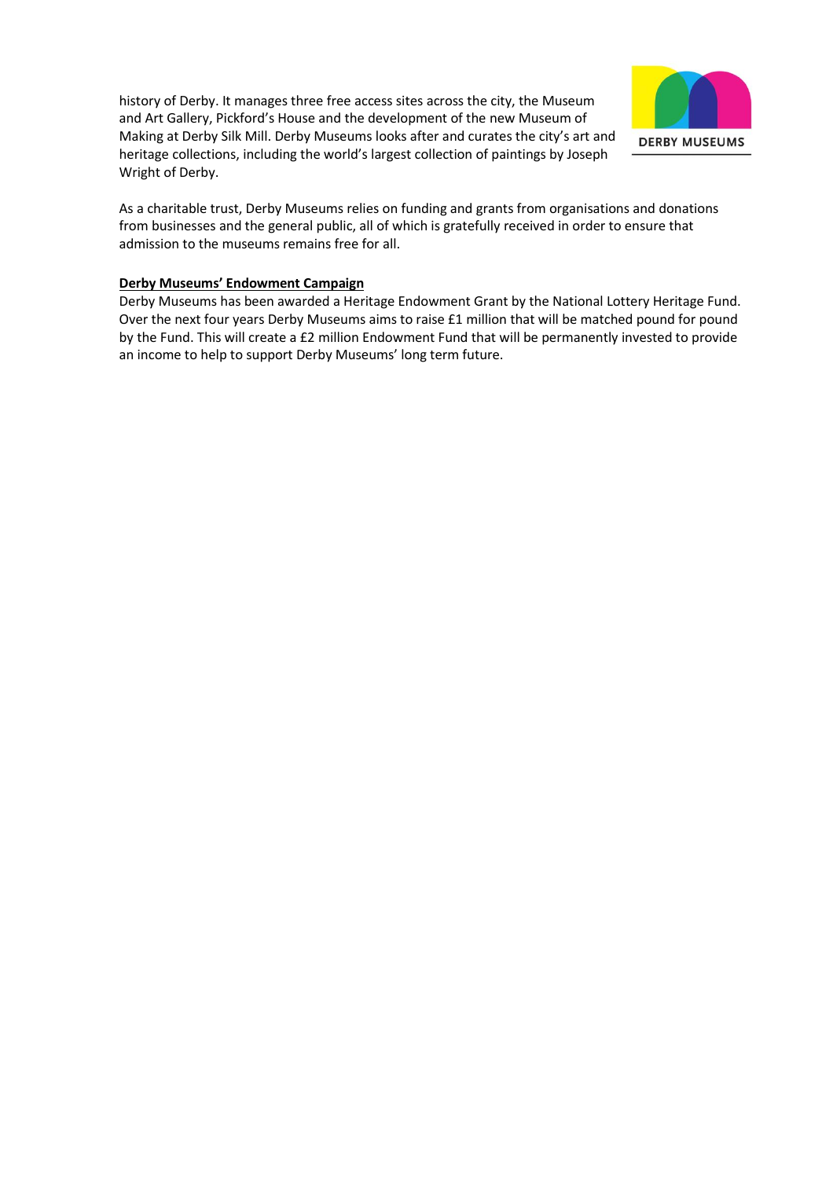history of Derby. It manages three free access sites across the city, the Museum and Art Gallery, Pickford's House and the development of the new Museum of Making at Derby Silk Mill. Derby Museums looks after and curates the city's art and heritage collections, including the world's largest collection of paintings by Joseph Wright of Derby.

DERBY MUSEUMS

As a charitable trust, Derby Museums relies on funding and grants from organisations and donations from businesses and the general public, all of which is gratefully received in order to ensure that admission to the museums remains free for all.

**Derby Museums' Endowment Campaign**

Derby Museums has been awarded a Heritage Endowment Grant by the National Lottery Heritage Fund. Over the next four years Derby Museums aims to raise £1 million that will be matched pound for pound by the Fund. This will create a £2 million Endowment Fund that will be permanently invested to provide an income to help to support Derby Museums' long term future.